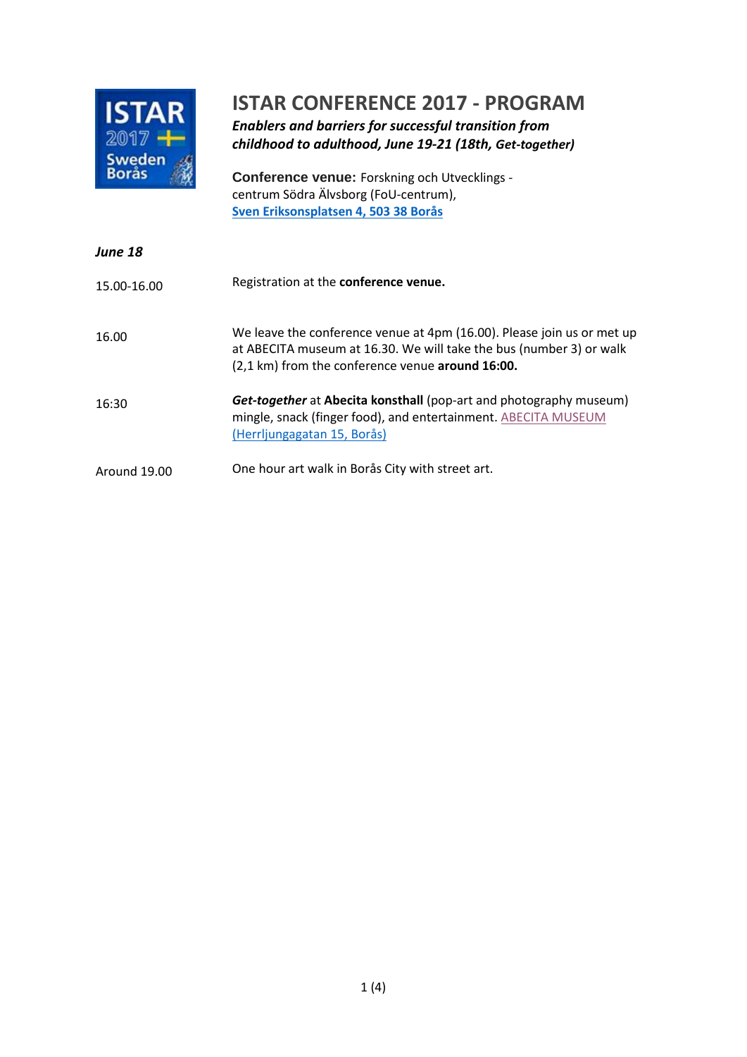# ISTAR CONFERENCE 2017 - PROGRAM

***Enablers and barriers for successful transition from childhood to adulthood, June 19-21 (18th, Get-together)***

**Conference venue:** Forskning och Utvecklings - centrum Södra Älvsborg (FoU-centrum), [Sven Eriksonsplatsen 4, 503 38 Borås]

***June 18***

| | |
|---|---|
| 15.00-16.00 | Registration at the **conference venue.** |
| 16.00 | We leave the conference venue at 4pm (16.00). Please join us or met up at ABECITA museum at 16.30. We will take the bus (number 3) or walk (2,1 km) from the conference venue **around 16:00.** |
| 16:30 | ***Get-together*** at **Abecita konsthall** (pop-art and photography museum) mingle, snack (finger food), and entertainment. ABECITA MUSEUM (Herrljungagatan 15, Borås) |
| Around 19.00 | One hour art walk in Borås City with street art. |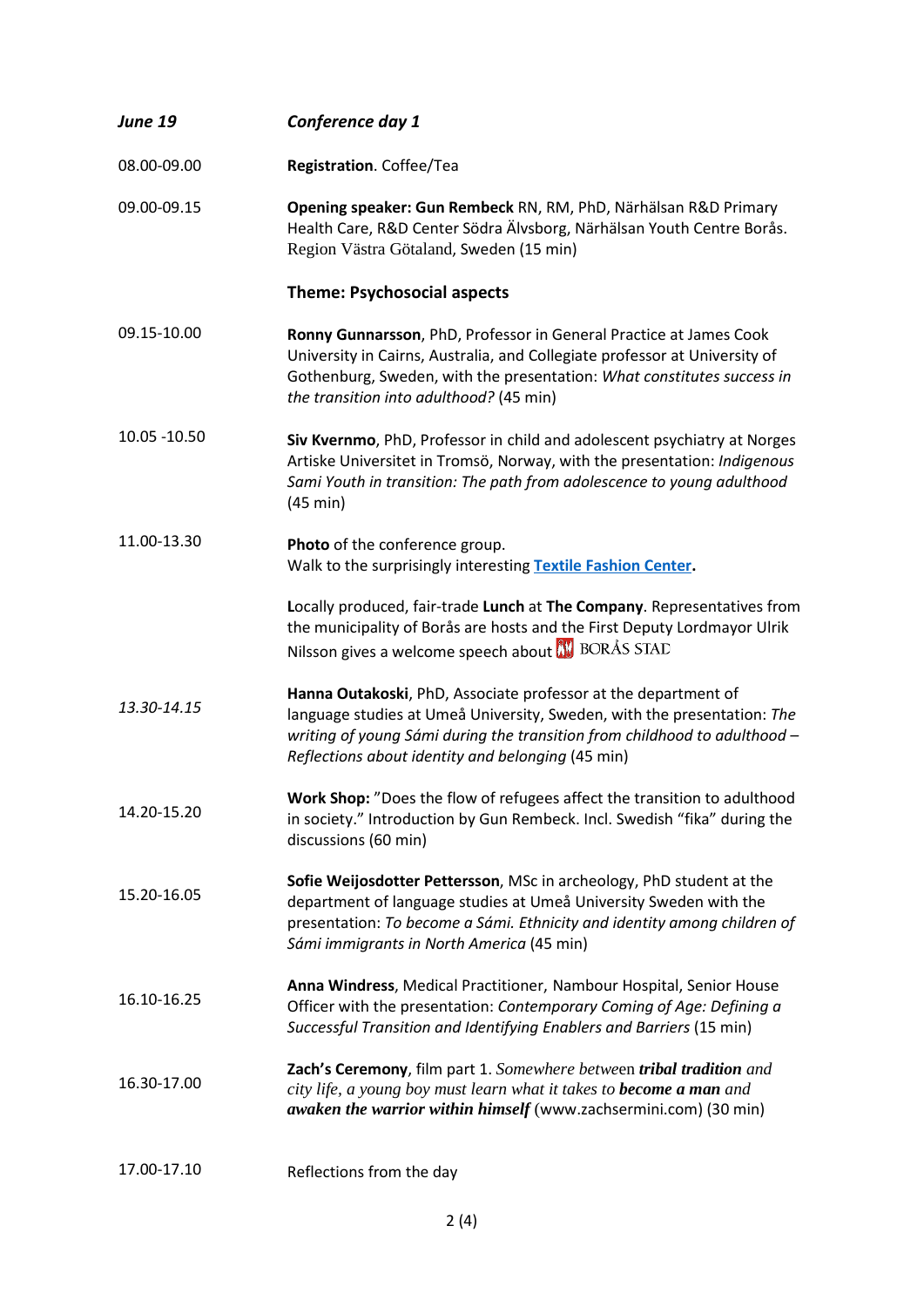| *June 19* | *Conference day 1* |
|---|---|
| 08.00-09.00 | **Registration**. Coffee/Tea |
| 09.00-09.15 | **Opening speaker: Gun Rembeck** RN, RM, PhD, Närhälsan R&D Primary Health Care, R&D Center Södra Älvsborg, Närhälsan Youth Centre Borås. Region Västra Götaland, Sweden (15 min) |
| | **Theme: Psychosocial aspects** |
| 09.15-10.00 | **Ronny Gunnarsson**, PhD, Professor in General Practice at James Cook University in Cairns, Australia, and Collegiate professor at University of Gothenburg, Sweden, with the presentation: *What constitutes success in the transition into adulthood?* (45 min) |
| 10.05 -10.50 | **Siv Kvernmo**, PhD, Professor in child and adolescent psychiatry at Norges Artiske Universitet in Tromsö, Norway, with the presentation: *Indigenous Sami Youth in transition: The path from adolescence to young adulthood* (45 min) |
| 11.00-13.30 | **Photo** of the conference group. Walk to the surprisingly interesting **Textile Fashion Center**. |
| | **L**ocally produced, fair-trade **Lunch** at **The Company**. Representatives from the municipality of Borås are hosts and the First Deputy Lordmayor Ulrik Nilsson gives a welcome speech about BORÅS STAD |
| *13.30-14.15* | **Hanna Outakoski**, PhD, Associate professor at the department of language studies at Umeå University, Sweden, with the presentation: *The writing of young Sámi during the transition from childhood to adulthood – Reflections about identity and belonging* (45 min) |
| 14.20-15.20 | **Work Shop:** "Does the flow of refugees affect the transition to adulthood in society." Introduction by Gun Rembeck. Incl. Swedish "fika" during the discussions (60 min) |
| 15.20-16.05 | **Sofie Weijosdotter Pettersson**, MSc in archeology, PhD student at the department of language studies at Umeå University Sweden with the presentation: *To become a Sámi. Ethnicity and identity among children of Sámi immigrants in North America* (45 min) |
| 16.10-16.25 | **Anna Windress**, Medical Practitioner, Nambour Hospital, Senior House Officer with the presentation: *Contemporary Coming of Age: Defining a Successful Transition and Identifying Enablers and Barriers* (15 min) |
| 16.30-17.00 | **Zach's Ceremony**, film part 1. *Somewhere between **tribal tradition** and city life, a young boy must learn what it takes to **become a man** and **awaken the warrior within himself*** (www.zachsermini.com) (30 min) |
| 17.00-17.10 | Reflections from the day |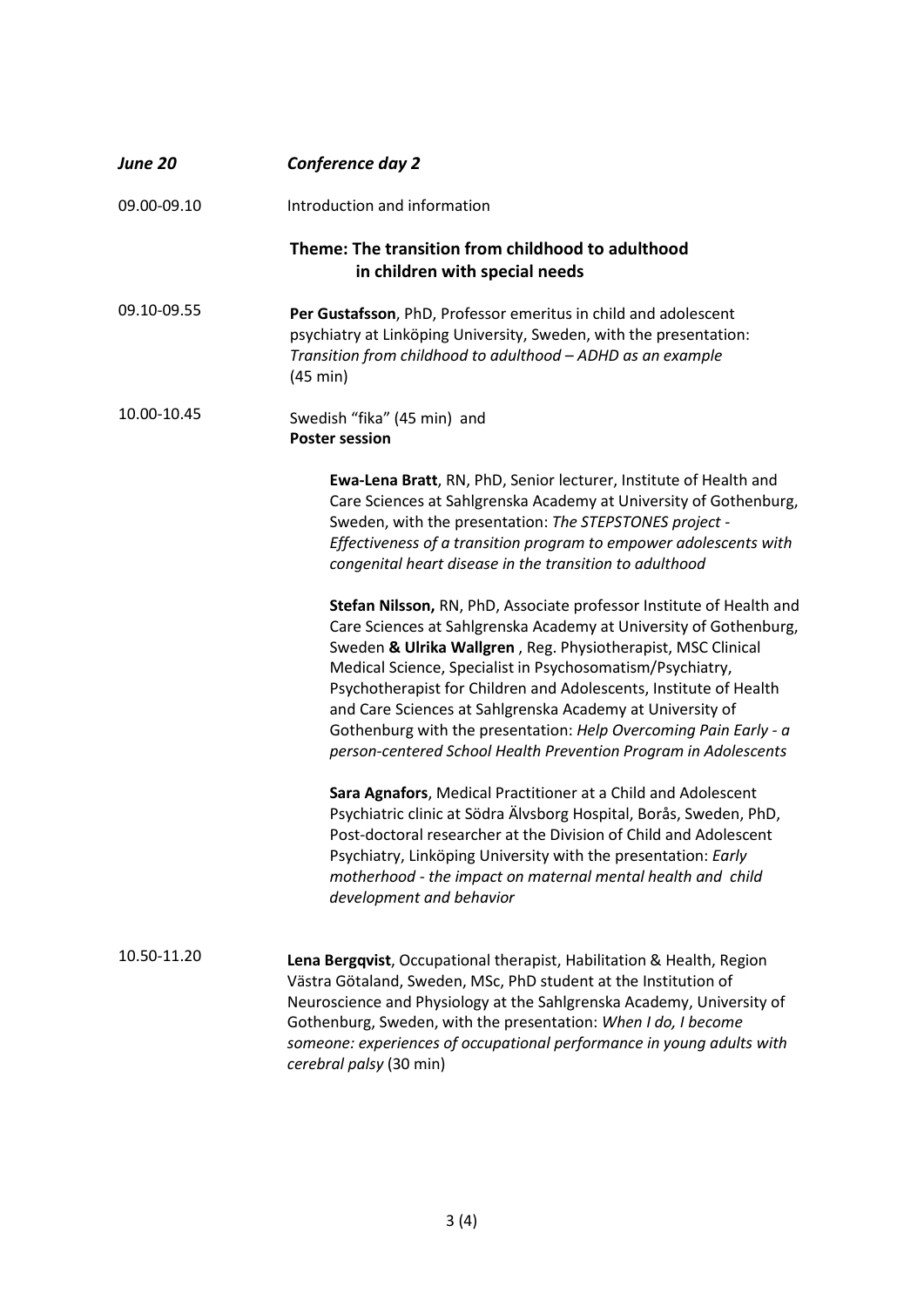## *June 20* *Conference day 2*

09.00-09.10 Introduction and information

### Theme: The transition from childhood to adulthood in children with special needs

09.10-09.55 **Per Gustafsson**, PhD, Professor emeritus in child and adolescent psychiatry at Linköping University, Sweden, with the presentation: *Transition from childhood to adulthood – ADHD as an example* (45 min)

10.00-10.45 Swedish "fika" (45 min) and **Poster session**

**Ewa-Lena Bratt**, RN, PhD, Senior lecturer, Institute of Health and Care Sciences at Sahlgrenska Academy at University of Gothenburg, Sweden, with the presentation: *The STEPSTONES project - Effectiveness of a transition program to empower adolescents with congenital heart disease in the transition to adulthood*

**Stefan Nilsson,** RN, PhD, Associate professor Institute of Health and Care Sciences at Sahlgrenska Academy at University of Gothenburg, Sweden **& Ulrika Wallgren** , Reg. Physiotherapist, MSC Clinical Medical Science, Specialist in Psychosomatism/Psychiatry, Psychotherapist for Children and Adolescents, Institute of Health and Care Sciences at Sahlgrenska Academy at University of Gothenburg with the presentation: *Help Overcoming Pain Early - a person-centered School Health Prevention Program in Adolescents*

**Sara Agnafors**, Medical Practitioner at a Child and Adolescent Psychiatric clinic at Södra Älvsborg Hospital, Borås, Sweden, PhD, Post-doctoral researcher at the Division of Child and Adolescent Psychiatry, Linköping University with the presentation: *Early motherhood - the impact on maternal mental health and child development and behavior*

10.50-11.20 **Lena Bergqvist**, Occupational therapist, Habilitation & Health, Region Västra Götaland, Sweden, MSc, PhD student at the Institution of Neuroscience and Physiology at the Sahlgrenska Academy, University of Gothenburg, Sweden, with the presentation: *When I do, I become someone: experiences of occupational performance in young adults with cerebral palsy* (30 min)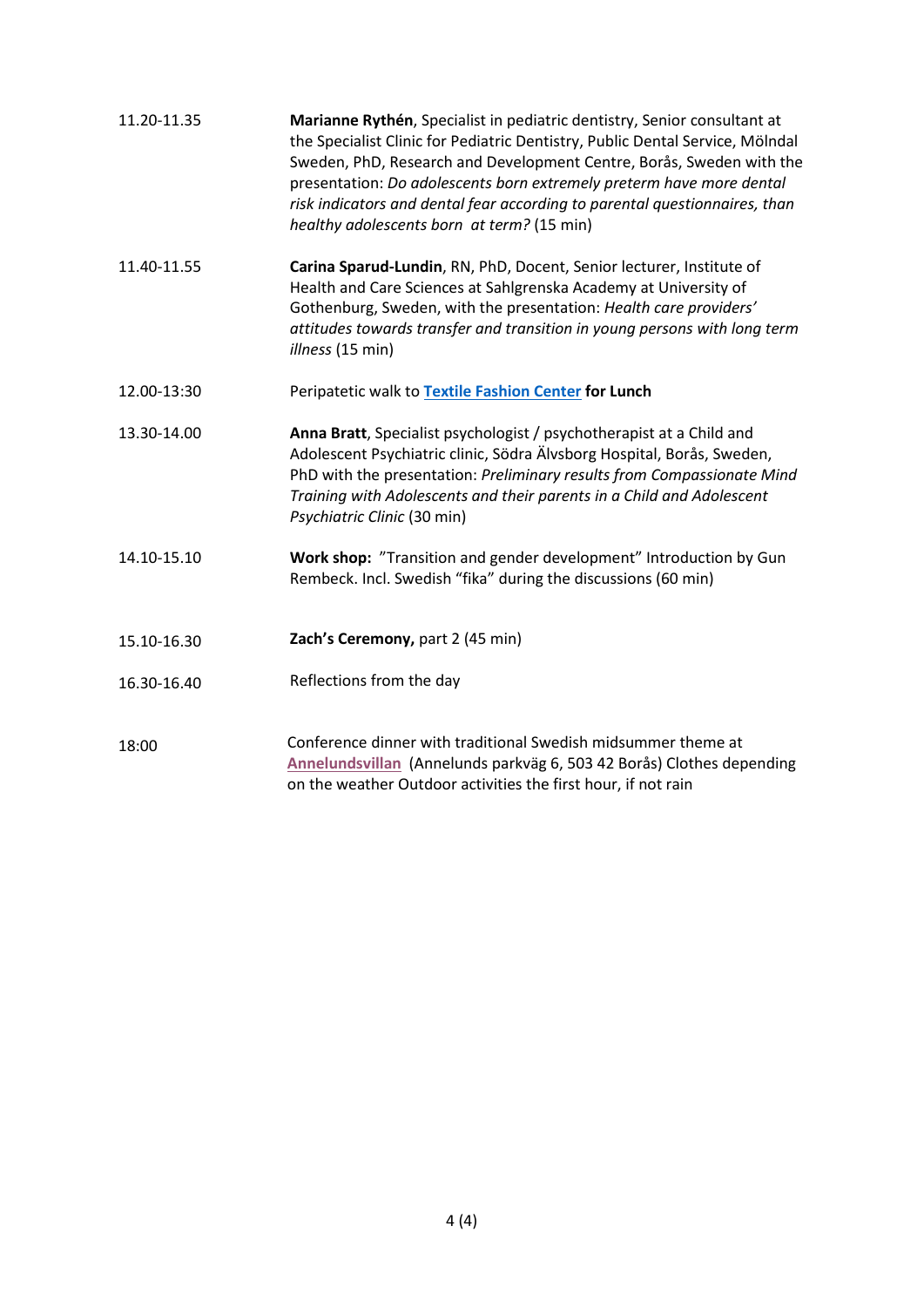| | |
|---|---|
| 11.20-11.35 | **Marianne Rythén**, Specialist in pediatric dentistry, Senior consultant at the Specialist Clinic for Pediatric Dentistry, Public Dental Service, Mölndal Sweden, PhD, Research and Development Centre, Borås, Sweden with the presentation: *Do adolescents born extremely preterm have more dental risk indicators and dental fear according to parental questionnaires, than healthy adolescents born at term?* (15 min) |
| 11.40-11.55 | **Carina Sparud-Lundin**, RN, PhD, Docent, Senior lecturer, Institute of Health and Care Sciences at Sahlgrenska Academy at University of Gothenburg, Sweden, with the presentation: *Health care providers' attitudes towards transfer and transition in young persons with long term illness* (15 min) |
| 12.00-13:30 | Peripatetic walk to **Textile Fashion Center for Lunch** |
| 13.30-14.00 | **Anna Bratt**, Specialist psychologist / psychotherapist at a Child and Adolescent Psychiatric clinic, Södra Älvsborg Hospital, Borås, Sweden, PhD with the presentation: *Preliminary results from Compassionate Mind Training with Adolescents and their parents in a Child and Adolescent Psychiatric Clinic* (30 min) |
| 14.10-15.10 | **Work shop:** "Transition and gender development" Introduction by Gun Rembeck. Incl. Swedish "fika" during the discussions (60 min) |
| 15.10-16.30 | **Zach's Ceremony,** part 2 (45 min) |
| 16.30-16.40 | Reflections from the day |
| 18:00 | Conference dinner with traditional Swedish midsummer theme at **Annelundsvillan** (Annelunds parkväg 6, 503 42 Borås) Clothes depending on the weather Outdoor activities the first hour, if not rain |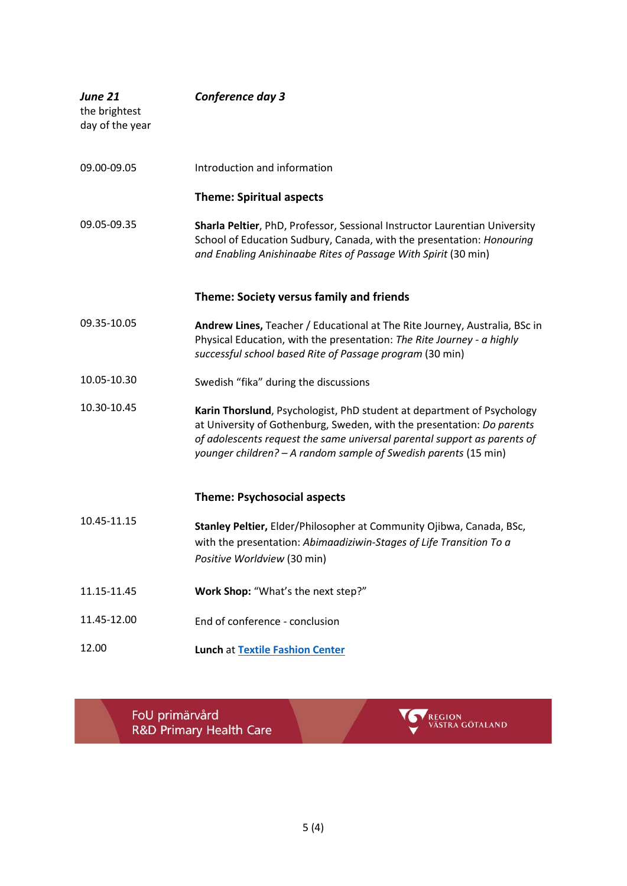| ***June 21*** the brightest day of the year | ***Conference day 3*** |
|---|---|
| 09.00-09.05 | Introduction and information |
| | **Theme: Spiritual aspects** |
| 09.05-09.35 | **Sharla Peltier**, PhD, Professor, Sessional Instructor Laurentian University School of Education Sudbury, Canada, with the presentation: *Honouring and Enabling Anishinaabe Rites of Passage With Spirit* (30 min) |
| | **Theme: Society versus family and friends** |
| 09.35-10.05 | **Andrew Lines,** Teacher / Educational at The Rite Journey, Australia, BSc in Physical Education, with the presentation: *The Rite Journey - a highly successful school based Rite of Passage program* (30 min) |
| 10.05-10.30 | Swedish "fika" during the discussions |
| 10.30-10.45 | **Karin Thorslund**, Psychologist, PhD student at department of Psychology at University of Gothenburg, Sweden, with the presentation: *Do parents of adolescents request the same universal parental support as parents of younger children? – A random sample of Swedish parents* (15 min) |
| | **Theme: Psychosocial aspects** |
| 10.45-11.15 | **Stanley Peltier,** Elder/Philosopher at Community Ojibwa, Canada, BSc, with the presentation: *Abimaadiziwin-Stages of Life Transition To a Positive Worldview* (30 min) |
| 11.15-11.45 | **Work Shop:** "What's the next step?" |
| 11.45-12.00 | End of conference - conclusion |
| 12.00 | **Lunch** at **Textile Fashion Center** |

FoU primärvård
R&D Primary Health Care

REGION VÄSTRA GÖTALAND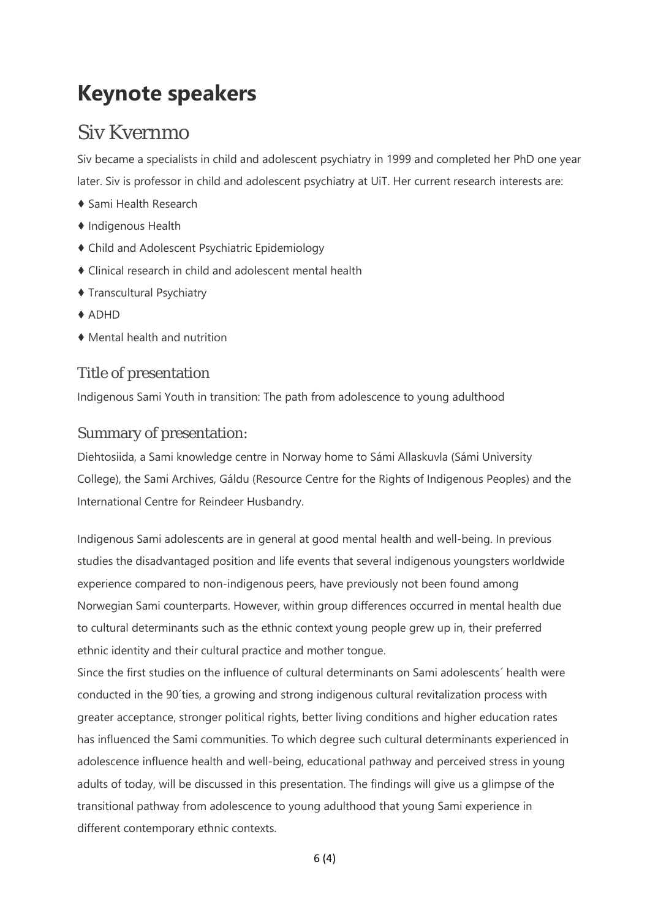# Keynote speakers

## Siv Kvernmo

Siv became a specialists in child and adolescent psychiatry in 1999 and completed her PhD one year later. Siv is professor in child and adolescent psychiatry at UiT. Her current research interests are:

- ♦ Sami Health Research
- ♦ Indigenous Health
- ♦ Child and Adolescent Psychiatric Epidemiology
- ♦ Clinical research in child and adolescent mental health
- ♦ Transcultural Psychiatry
- ♦ ADHD
- ♦ Mental health and nutrition

### Title of presentation

Indigenous Sami Youth in transition: The path from adolescence to young adulthood

### Summary of presentation:

Diehtosiida, a Sami knowledge centre in Norway home to Sámi Allaskuvla (Sámi University College), the Sami Archives, Gáldu (Resource Centre for the Rights of Indigenous Peoples) and the International Centre for Reindeer Husbandry.

Indigenous Sami adolescents are in general at good mental health and well-being. In previous studies the disadvantaged position and life events that several indigenous youngsters worldwide experience compared to non-indigenous peers, have previously not been found among Norwegian Sami counterparts. However, within group differences occurred in mental health due to cultural determinants such as the ethnic context young people grew up in, their preferred ethnic identity and their cultural practice and mother tongue.
Since the first studies on the influence of cultural determinants on Sami adolescents´ health were conducted in the 90´ties, a growing and strong indigenous cultural revitalization process with greater acceptance, stronger political rights, better living conditions and higher education rates has influenced the Sami communities. To which degree such cultural determinants experienced in adolescence influence health and well-being, educational pathway and perceived stress in young adults of today, will be discussed in this presentation. The findings will give us a glimpse of the transitional pathway from adolescence to young adulthood that young Sami experience in different contemporary ethnic contexts.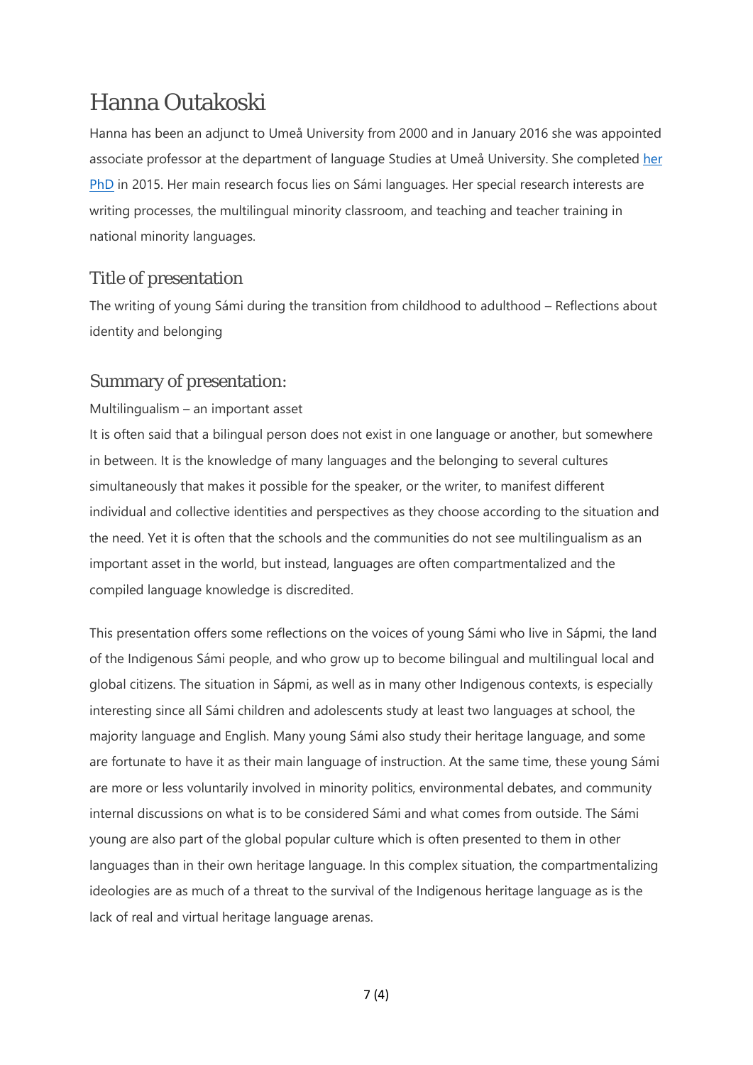# Hanna Outakoski

Hanna has been an adjunct to Umeå University from 2000 and in January 2016 she was appointed associate professor at the department of language Studies at Umeå University. She completed her PhD in 2015. Her main research focus lies on Sámi languages. Her special research interests are writing processes, the multilingual minority classroom, and teaching and teacher training in national minority languages.

## Title of presentation

The writing of young Sámi during the transition from childhood to adulthood – Reflections about identity and belonging

## Summary of presentation:

Multilingualism – an important asset

It is often said that a bilingual person does not exist in one language or another, but somewhere in between. It is the knowledge of many languages and the belonging to several cultures simultaneously that makes it possible for the speaker, or the writer, to manifest different individual and collective identities and perspectives as they choose according to the situation and the need. Yet it is often that the schools and the communities do not see multilingualism as an important asset in the world, but instead, languages are often compartmentalized and the compiled language knowledge is discredited.

This presentation offers some reflections on the voices of young Sámi who live in Sápmi, the land of the Indigenous Sámi people, and who grow up to become bilingual and multilingual local and global citizens. The situation in Sápmi, as well as in many other Indigenous contexts, is especially interesting since all Sámi children and adolescents study at least two languages at school, the majority language and English. Many young Sámi also study their heritage language, and some are fortunate to have it as their main language of instruction. At the same time, these young Sámi are more or less voluntarily involved in minority politics, environmental debates, and community internal discussions on what is to be considered Sámi and what comes from outside. The Sámi young are also part of the global popular culture which is often presented to them in other languages than in their own heritage language. In this complex situation, the compartmentalizing ideologies are as much of a threat to the survival of the Indigenous heritage language as is the lack of real and virtual heritage language arenas.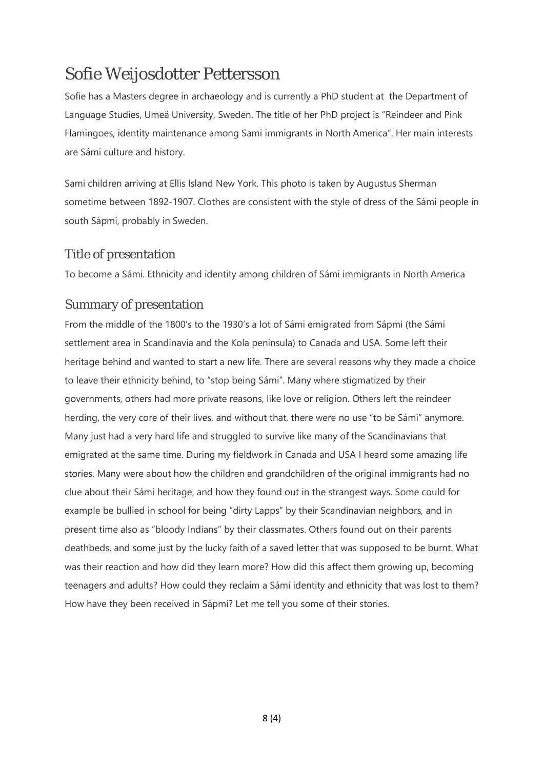# Sofie Weijosdotter Pettersson

Sofie has a Masters degree in archaeology and is currently a PhD student at the Department of Language Studies, Umeå University, Sweden. The title of her PhD project is "Reindeer and Pink Flamingoes, identity maintenance among Sami immigrants in North America". Her main interests are Sámi culture and history.

Sami children arriving at Ellis Island New York. This photo is taken by Augustus Sherman sometime between 1892-1907. Clothes are consistent with the style of dress of the Sámi people in south Sápmi, probably in Sweden.

## Title of presentation

To become a Sámi. Ethnicity and identity among children of Sámi immigrants in North America

## Summary of presentation

From the middle of the 1800's to the 1930's a lot of Sámi emigrated from Sápmi (the Sámi settlement area in Scandinavia and the Kola peninsula) to Canada and USA. Some left their heritage behind and wanted to start a new life. There are several reasons why they made a choice to leave their ethnicity behind, to "stop being Sámi". Many where stigmatized by their governments, others had more private reasons, like love or religion. Others left the reindeer herding, the very core of their lives, and without that, there were no use "to be Sámi" anymore. Many just had a very hard life and struggled to survive like many of the Scandinavians that emigrated at the same time. During my fieldwork in Canada and USA I heard some amazing life stories. Many were about how the children and grandchildren of the original immigrants had no clue about their Sámi heritage, and how they found out in the strangest ways. Some could for example be bullied in school for being "dirty Lapps" by their Scandinavian neighbors, and in present time also as "bloody Indians" by their classmates. Others found out on their parents deathbeds, and some just by the lucky faith of a saved letter that was supposed to be burnt. What was their reaction and how did they learn more? How did this affect them growing up, becoming teenagers and adults? How could they reclaim a Sámi identity and ethnicity that was lost to them? How have they been received in Sápmi? Let me tell you some of their stories.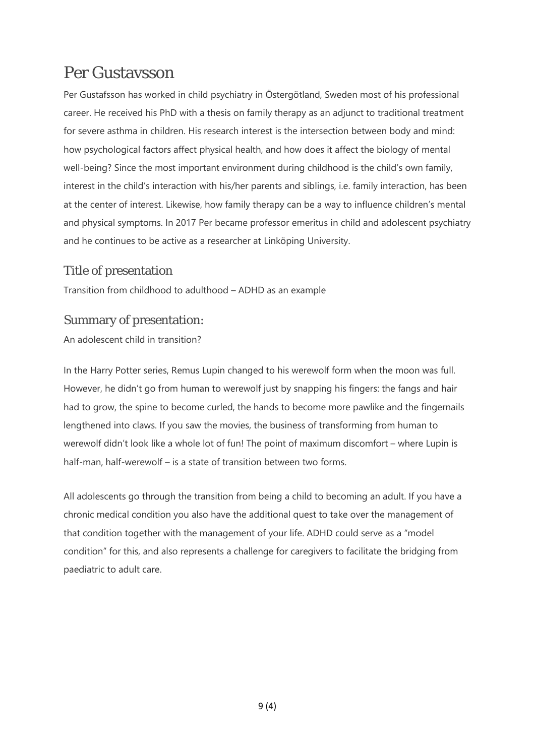# Per Gustavsson

Per Gustafsson has worked in child psychiatry in Östergötland, Sweden most of his professional career. He received his PhD with a thesis on family therapy as an adjunct to traditional treatment for severe asthma in children. His research interest is the intersection between body and mind: how psychological factors affect physical health, and how does it affect the biology of mental well-being? Since the most important environment during childhood is the child's own family, interest in the child's interaction with his/her parents and siblings, i.e. family interaction, has been at the center of interest. Likewise, how family therapy can be a way to influence children's mental and physical symptoms. In 2017 Per became professor emeritus in child and adolescent psychiatry and he continues to be active as a researcher at Linköping University.

## Title of presentation

Transition from childhood to adulthood – ADHD as an example

## Summary of presentation:

An adolescent child in transition?

In the Harry Potter series, Remus Lupin changed to his werewolf form when the moon was full. However, he didn't go from human to werewolf just by snapping his fingers: the fangs and hair had to grow, the spine to become curled, the hands to become more pawlike and the fingernails lengthened into claws. If you saw the movies, the business of transforming from human to werewolf didn't look like a whole lot of fun! The point of maximum discomfort – where Lupin is half-man, half-werewolf – is a state of transition between two forms.

All adolescents go through the transition from being a child to becoming an adult. If you have a chronic medical condition you also have the additional quest to take over the management of that condition together with the management of your life. ADHD could serve as a "model condition" for this, and also represents a challenge for caregivers to facilitate the bridging from paediatric to adult care.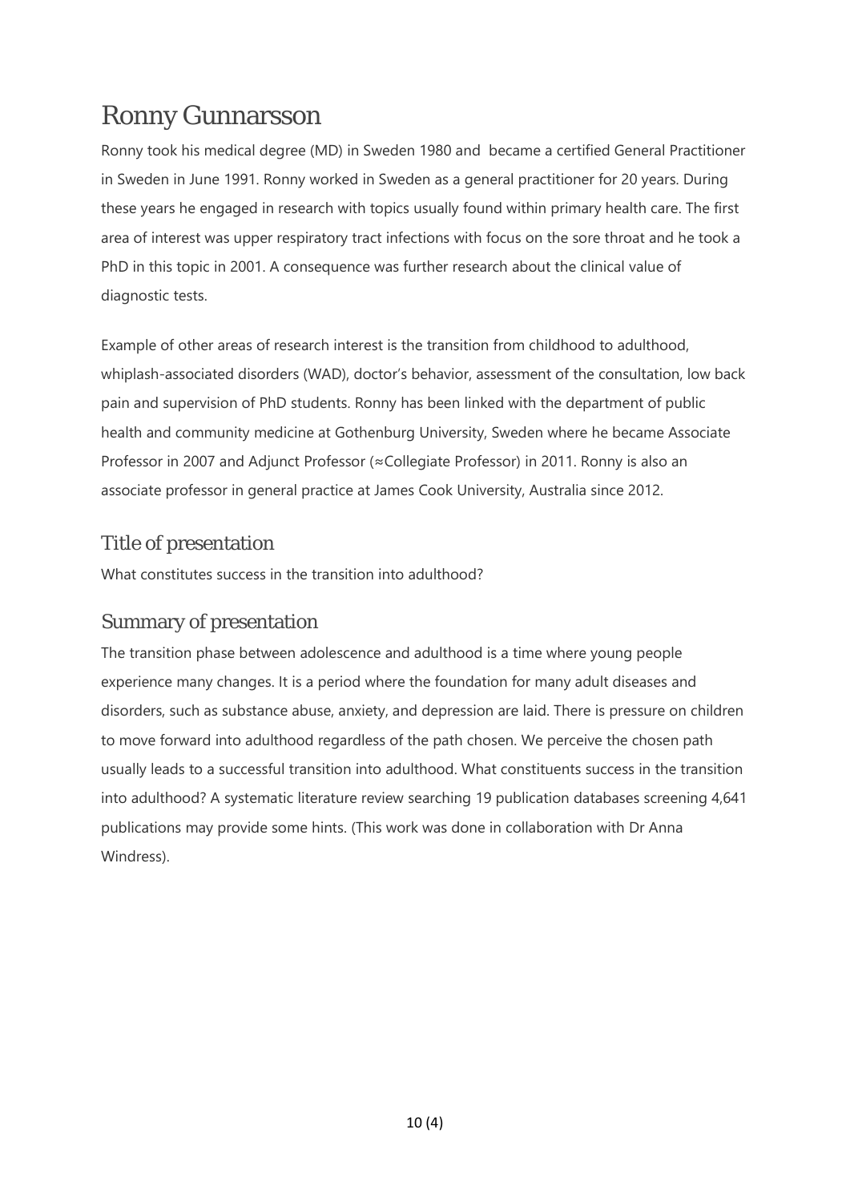# Ronny Gunnarsson

Ronny took his medical degree (MD) in Sweden 1980 and became a certified General Practitioner in Sweden in June 1991. Ronny worked in Sweden as a general practitioner for 20 years. During these years he engaged in research with topics usually found within primary health care. The first area of interest was upper respiratory tract infections with focus on the sore throat and he took a PhD in this topic in 2001. A consequence was further research about the clinical value of diagnostic tests.

Example of other areas of research interest is the transition from childhood to adulthood, whiplash-associated disorders (WAD), doctor's behavior, assessment of the consultation, low back pain and supervision of PhD students. Ronny has been linked with the department of public health and community medicine at Gothenburg University, Sweden where he became Associate Professor in 2007 and Adjunct Professor (≈Collegiate Professor) in 2011. Ronny is also an associate professor in general practice at James Cook University, Australia since 2012.

## Title of presentation

What constitutes success in the transition into adulthood?

## Summary of presentation

The transition phase between adolescence and adulthood is a time where young people experience many changes. It is a period where the foundation for many adult diseases and disorders, such as substance abuse, anxiety, and depression are laid. There is pressure on children to move forward into adulthood regardless of the path chosen. We perceive the chosen path usually leads to a successful transition into adulthood. What constituents success in the transition into adulthood? A systematic literature review searching 19 publication databases screening 4,641 publications may provide some hints. (This work was done in collaboration with Dr Anna Windress).